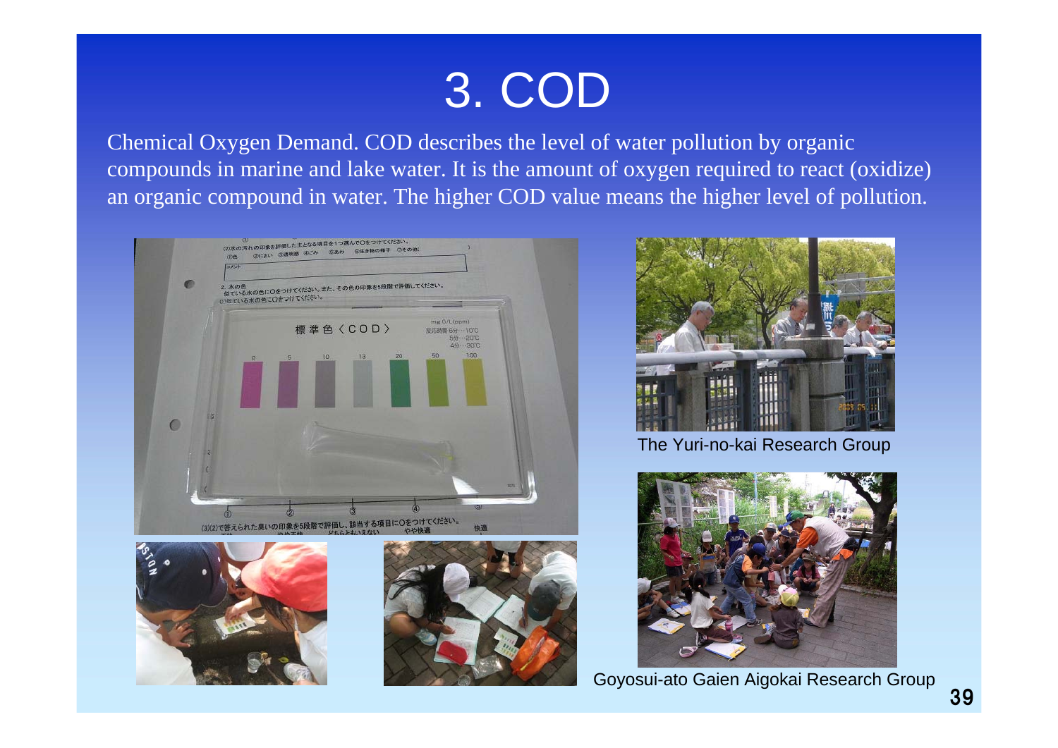# 3. COD

Chemical Oxygen Demand. COD describes the level of water pollution by organic compounds in marine and lake water. It is the amount of oxygen required to react (oxidize) an organic compound in water. The higher COD value means the higher level of pollution.

The Yuri-no-kai Research Group

Goyosui-ato Gaien Aigokai Research Group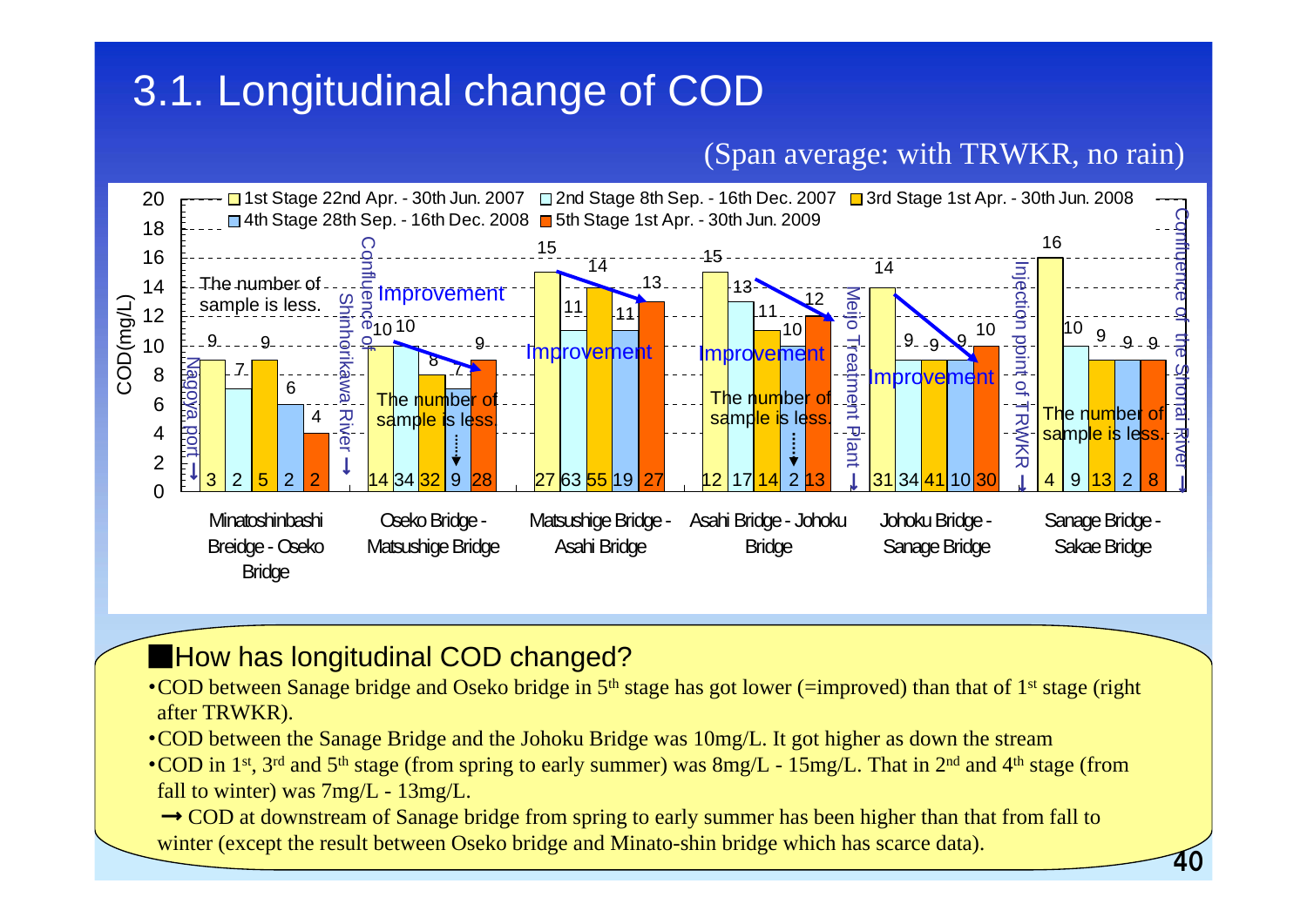# 3.1. Longitudinal change of COD

(Span average: with TRWKR, no rain)

| Section | 1st Stage 22nd Apr. - 30th Jun. 2007 | 2nd Stage 8th Sep. - 16th Dec. 2007 | 3rd Stage 1st Apr. - 30th Jun. 2008 | 4th Stage 28th Sep. - 16th Dec. 2008 | 5th Stage 1st Apr. - 30th Jun. 2009 |
|---|---|---|---|---|---|
| Minatoshinbashi Breidge - Oseko Bridge | 9 (n=3) | 7 (n=2) | 9 (n=5) | 6 (n=2) | 4 (n=2) |
| Oseko Bridge - Matsushige Bridge | 10 (n=14) | 10 (n=34) | 8 (n=32) | 7 (n=9) | 9 (n=28) |
| Matsushige Bridge - Asahi Bridge | 15 (n=27) | 11 (n=63) | 14 (n=55) | 11 (n=19) | 13 (n=27) |
| Asahi Bridge - Johoku Bridge | 15 (n=12) | 13 (n=17) | 11 (n=14) | 10 (n=2) | 12 (n=13) |
| Johoku Bridge - Sanage Bridge | 14 (n=31) | 9 (n=34) | 9 (n=41) | 9 (n=10) | 10 (n=30) |
| Sanage Bridge - Sakae Bridge | 16 (n=4) | 10 (n=9) | 9 (n=13) | 9 (n=2) | 9 (n=8) |

COD(mg/L). Chart annotations: Nagoya port; Confluence of Shinhorikawa River; Meijo Treatment Plant; Injection point of TRWKR; Confluence of the Shonai River; "The number of sample is less."; "Improvement".

## How has longitudinal COD changed?

- COD between Sanage bridge and Oseko bridge in 5th stage has got lower (=improved) than that of 1st stage (right after TRWKR).
- COD between the Sanage Bridge and the Johoku Bridge was 10mg/L. It got higher as down the stream
- COD in 1st, 3rd and 5th stage (from spring to early summer) was 8mg/L - 15mg/L. That in 2nd and 4th stage (from fall to winter) was 7mg/L - 13mg/L.

→ COD at downstream of Sanage bridge from spring to early summer has been higher than that from fall to winter (except the result between Oseko bridge and Minato-shin bridge which has scarce data).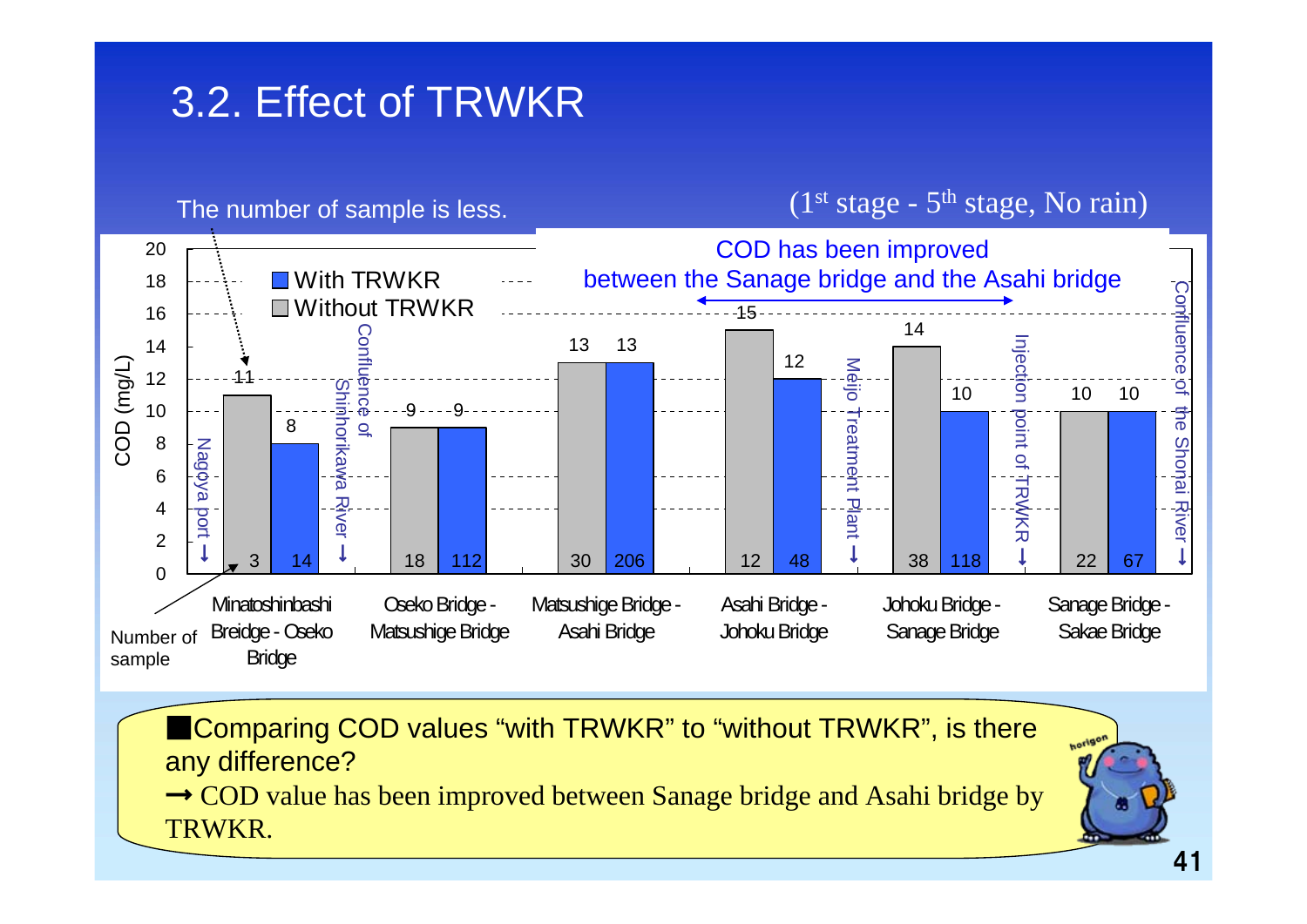# 3.2. Effect of TRWKR

The number of sample is less. (1st stage - 5th stage, No rain)

COD has been improved between the Sanage bridge and the Asahi bridge

| Section | Without TRWKR COD (mg/L) | With TRWKR COD (mg/L) | Number of sample (Without) | Number of sample (With) |
|---|---|---|---|---|
| Minatoshinbashi Breidge - Oseko Bridge | 11 | 8 | 3 | 14 |
| Oseko Bridge - Matsushige Bridge | 9 | 9 | 18 | 112 |
| Matsushige Bridge - Asahi Bridge | 13 | 13 | 30 | 206 |
| Asahi Bridge - Johoku Bridge | 15 | 12 | 12 | 48 |
| Johoku Bridge - Sanage Bridge | 14 | 10 | 38 | 118 |
| Sanage Bridge - Sakae Bridge | 10 | 10 | 22 | 67 |

Points marked on the chart: Nagoya port, Confluence of Shinhorikawa River, Meijo Treatment Plant, Injection point of TRWKR, Confluence of the Shonai River

■Comparing COD values "with TRWKR" to "without TRWKR", is there any difference?

→ COD value has been improved between Sanage bridge and Asahi bridge by TRWKR.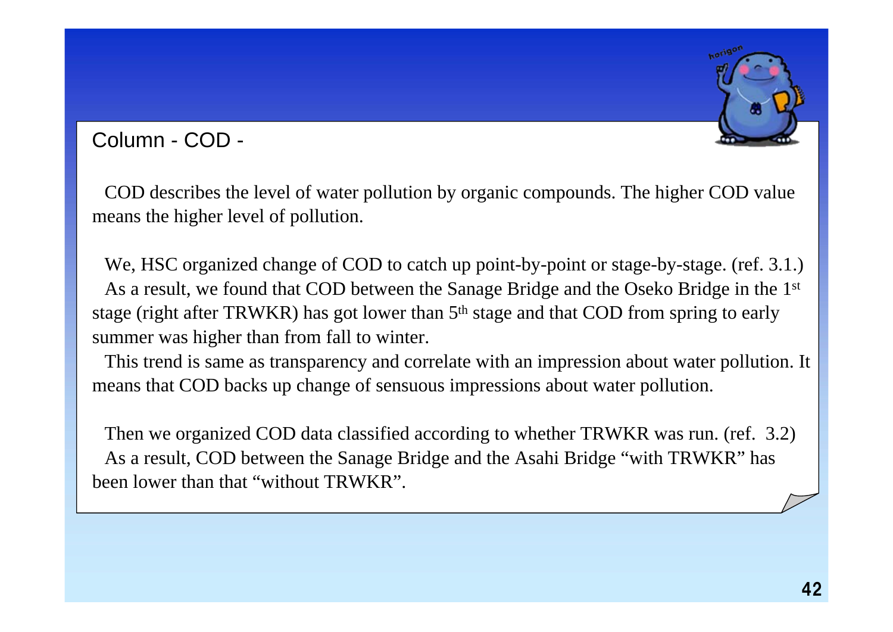## Column - COD -

COD describes the level of water pollution by organic compounds. The higher COD value means the higher level of pollution.

We, HSC organized change of COD to catch up point-by-point or stage-by-stage. (ref. 3.1.)
As a result, we found that COD between the Sanage Bridge and the Oseko Bridge in the 1st stage (right after TRWKR) has got lower than 5th stage and that COD from spring to early summer was higher than from fall to winter.
This trend is same as transparency and correlate with an impression about water pollution. It means that COD backs up change of sensuous impressions about water pollution.

Then we organized COD data classified according to whether TRWKR was run. (ref. 3.2)
As a result, COD between the Sanage Bridge and the Asahi Bridge "with TRWKR" has been lower than that "without TRWKR".